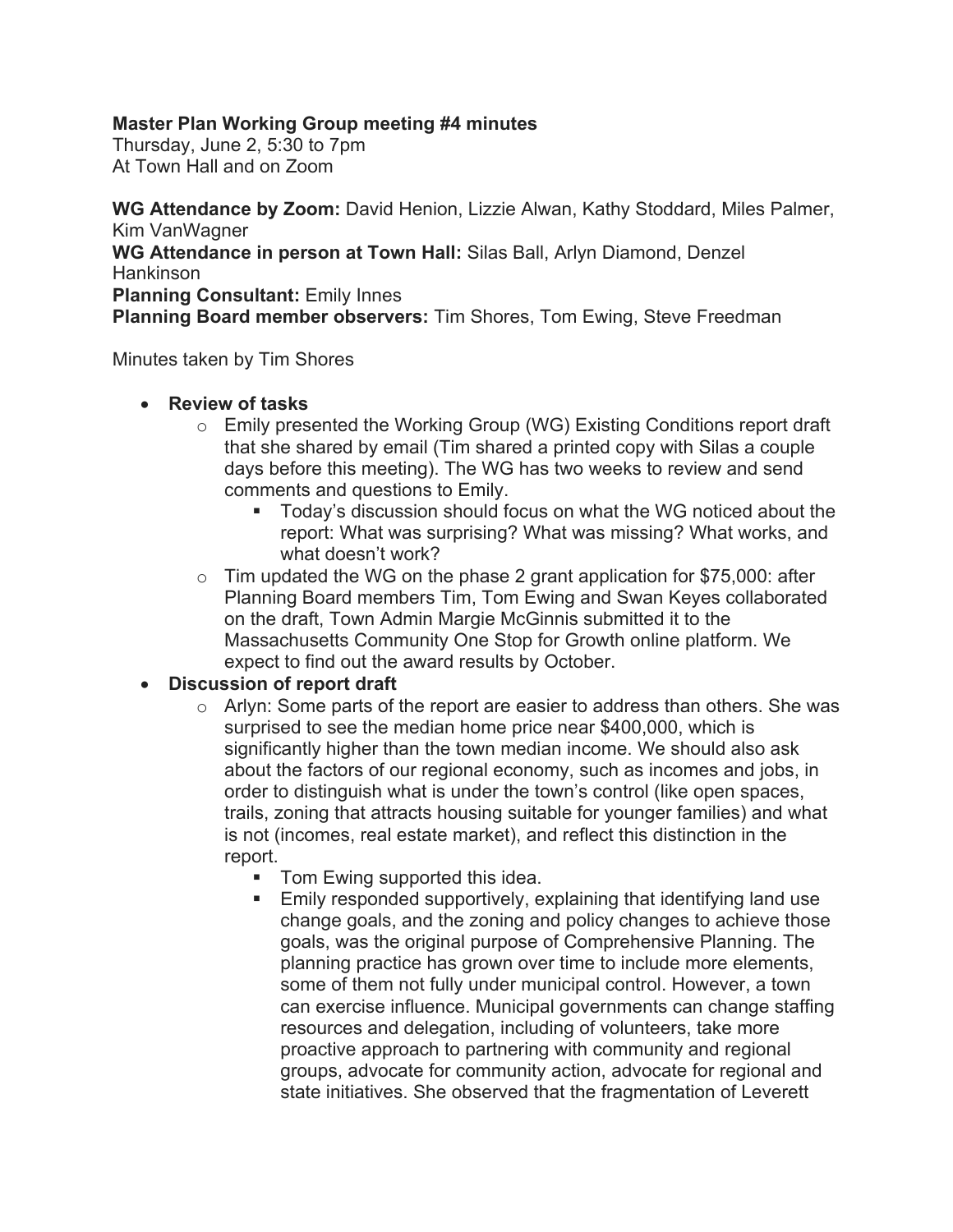**Master Plan Working Group meeting #4 minutes**
Thursday, June 2, 5:30 to 7pm
At Town Hall and on Zoom

**WG Attendance by Zoom:** David Henion, Lizzie Alwan, Kathy Stoddard, Miles Palmer, Kim VanWagner
**WG Attendance in person at Town Hall:** Silas Ball, Arlyn Diamond, Denzel Hankinson
**Planning Consultant:** Emily Innes
**Planning Board member observers:** Tim Shores, Tom Ewing, Steve Freedman

Minutes taken by Tim Shores

- **Review of tasks**
  - Emily presented the Working Group (WG) Existing Conditions report draft that she shared by email (Tim shared a printed copy with Silas a couple days before this meeting). The WG has two weeks to review and send comments and questions to Emily.
    - Today's discussion should focus on what the WG noticed about the report: What was surprising? What was missing? What works, and what doesn't work?
  - Tim updated the WG on the phase 2 grant application for $75,000: after Planning Board members Tim, Tom Ewing and Swan Keyes collaborated on the draft, Town Admin Margie McGinnis submitted it to the Massachusetts Community One Stop for Growth online platform. We expect to find out the award results by October.
- **Discussion of report draft**
  - Arlyn: Some parts of the report are easier to address than others. She was surprised to see the median home price near $400,000, which is significantly higher than the town median income. We should also ask about the factors of our regional economy, such as incomes and jobs, in order to distinguish what is under the town's control (like open spaces, trails, zoning that attracts housing suitable for younger families) and what is not (incomes, real estate market), and reflect this distinction in the report.
    - Tom Ewing supported this idea.
    - Emily responded supportively, explaining that identifying land use change goals, and the zoning and policy changes to achieve those goals, was the original purpose of Comprehensive Planning. The planning practice has grown over time to include more elements, some of them not fully under municipal control. However, a town can exercise influence. Municipal governments can change staffing resources and delegation, including of volunteers, take more proactive approach to partnering with community and regional groups, advocate for community action, advocate for regional and state initiatives. She observed that the fragmentation of Leverett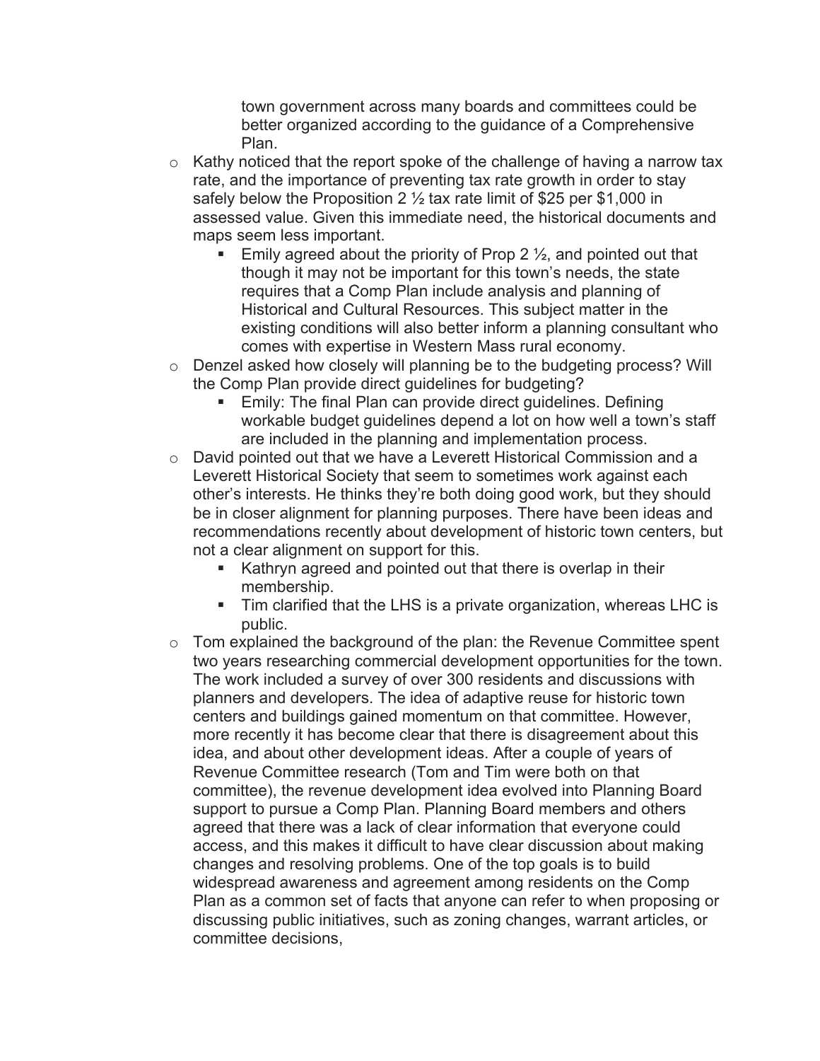town government across many boards and committees could be better organized according to the guidance of a Comprehensive Plan.

- Kathy noticed that the report spoke of the challenge of having a narrow tax rate, and the importance of preventing tax rate growth in order to stay safely below the Proposition 2 ½ tax rate limit of $25 per $1,000 in assessed value. Given this immediate need, the historical documents and maps seem less important.
  - Emily agreed about the priority of Prop 2 ½, and pointed out that though it may not be important for this town's needs, the state requires that a Comp Plan include analysis and planning of Historical and Cultural Resources. This subject matter in the existing conditions will also better inform a planning consultant who comes with expertise in Western Mass rural economy.
- Denzel asked how closely will planning be to the budgeting process? Will the Comp Plan provide direct guidelines for budgeting?
  - Emily: The final Plan can provide direct guidelines. Defining workable budget guidelines depend a lot on how well a town's staff are included in the planning and implementation process.
- David pointed out that we have a Leverett Historical Commission and a Leverett Historical Society that seem to sometimes work against each other's interests. He thinks they're both doing good work, but they should be in closer alignment for planning purposes. There have been ideas and recommendations recently about development of historic town centers, but not a clear alignment on support for this.
  - Kathryn agreed and pointed out that there is overlap in their membership.
  - Tim clarified that the LHS is a private organization, whereas LHC is public.
- Tom explained the background of the plan: the Revenue Committee spent two years researching commercial development opportunities for the town. The work included a survey of over 300 residents and discussions with planners and developers. The idea of adaptive reuse for historic town centers and buildings gained momentum on that committee. However, more recently it has become clear that there is disagreement about this idea, and about other development ideas. After a couple of years of Revenue Committee research (Tom and Tim were both on that committee), the revenue development idea evolved into Planning Board support to pursue a Comp Plan. Planning Board members and others agreed that there was a lack of clear information that everyone could access, and this makes it difficult to have clear discussion about making changes and resolving problems. One of the top goals is to build widespread awareness and agreement among residents on the Comp Plan as a common set of facts that anyone can refer to when proposing or discussing public initiatives, such as zoning changes, warrant articles, or committee decisions,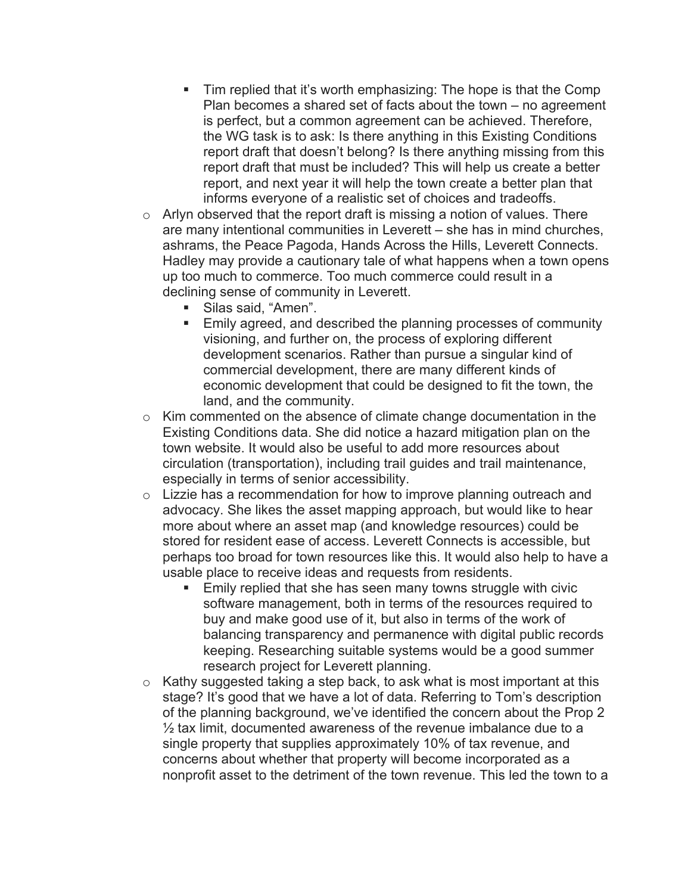- Tim replied that it's worth emphasizing: The hope is that the Comp Plan becomes a shared set of facts about the town – no agreement is perfect, but a common agreement can be achieved. Therefore, the WG task is to ask: Is there anything in this Existing Conditions report draft that doesn't belong? Is there anything missing from this report draft that must be included? This will help us create a better report, and next year it will help the town create a better plan that informs everyone of a realistic set of choices and tradeoffs.
  - Arlyn observed that the report draft is missing a notion of values. There are many intentional communities in Leverett – she has in mind churches, ashrams, the Peace Pagoda, Hands Across the Hills, Leverett Connects. Hadley may provide a cautionary tale of what happens when a town opens up too much to commerce. Too much commerce could result in a declining sense of community in Leverett.
    - Silas said, "Amen".
    - Emily agreed, and described the planning processes of community visioning, and further on, the process of exploring different development scenarios. Rather than pursue a singular kind of commercial development, there are many different kinds of economic development that could be designed to fit the town, the land, and the community.
  - Kim commented on the absence of climate change documentation in the Existing Conditions data. She did notice a hazard mitigation plan on the town website. It would also be useful to add more resources about circulation (transportation), including trail guides and trail maintenance, especially in terms of senior accessibility.
  - Lizzie has a recommendation for how to improve planning outreach and advocacy. She likes the asset mapping approach, but would like to hear more about where an asset map (and knowledge resources) could be stored for resident ease of access. Leverett Connects is accessible, but perhaps too broad for town resources like this. It would also help to have a usable place to receive ideas and requests from residents.
    - Emily replied that she has seen many towns struggle with civic software management, both in terms of the resources required to buy and make good use of it, but also in terms of the work of balancing transparency and permanence with digital public records keeping. Researching suitable systems would be a good summer research project for Leverett planning.
  - Kathy suggested taking a step back, to ask what is most important at this stage? It's good that we have a lot of data. Referring to Tom's description of the planning background, we've identified the concern about the Prop 2 ½ tax limit, documented awareness of the revenue imbalance due to a single property that supplies approximately 10% of tax revenue, and concerns about whether that property will become incorporated as a nonprofit asset to the detriment of the town revenue. This led the town to a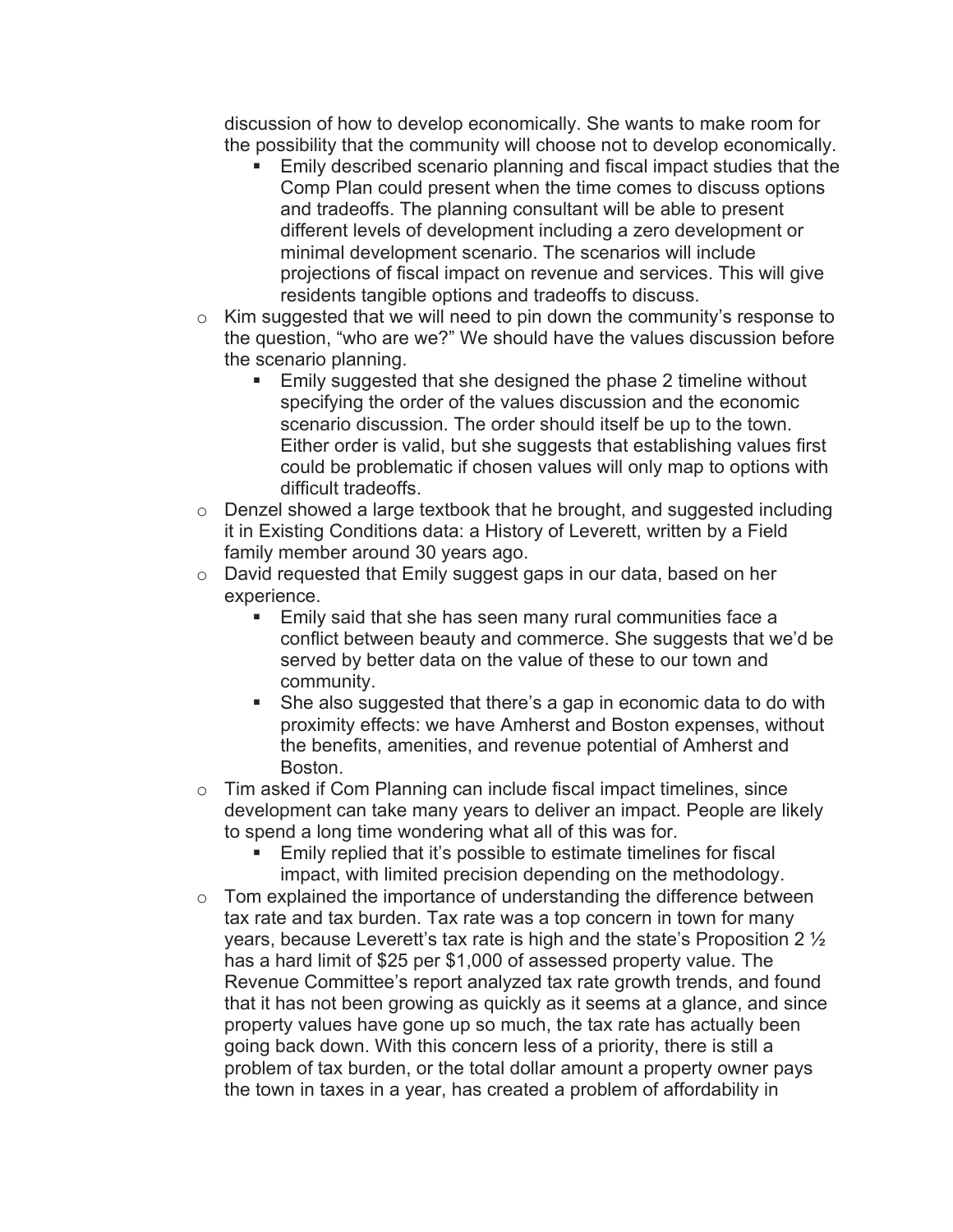discussion of how to develop economically. She wants to make room for the possibility that the community will choose not to develop economically.

    - Emily described scenario planning and fiscal impact studies that the Comp Plan could present when the time comes to discuss options and tradeoffs. The planning consultant will be able to present different levels of development including a zero development or minimal development scenario. The scenarios will include projections of fiscal impact on revenue and services. This will give residents tangible options and tradeoffs to discuss.

- Kim suggested that we will need to pin down the community's response to the question, "who are we?" We should have the values discussion before the scenario planning.
    - Emily suggested that she designed the phase 2 timeline without specifying the order of the values discussion and the economic scenario discussion. The order should itself be up to the town. Either order is valid, but she suggests that establishing values first could be problematic if chosen values will only map to options with difficult tradeoffs.
- Denzel showed a large textbook that he brought, and suggested including it in Existing Conditions data: a History of Leverett, written by a Field family member around 30 years ago.
- David requested that Emily suggest gaps in our data, based on her experience.
    - Emily said that she has seen many rural communities face a conflict between beauty and commerce. She suggests that we'd be served by better data on the value of these to our town and community.
    - She also suggested that there's a gap in economic data to do with proximity effects: we have Amherst and Boston expenses, without the benefits, amenities, and revenue potential of Amherst and Boston.
- Tim asked if Com Planning can include fiscal impact timelines, since development can take many years to deliver an impact. People are likely to spend a long time wondering what all of this was for.
    - Emily replied that it's possible to estimate timelines for fiscal impact, with limited precision depending on the methodology.
- Tom explained the importance of understanding the difference between tax rate and tax burden. Tax rate was a top concern in town for many years, because Leverett's tax rate is high and the state's Proposition 2 ½ has a hard limit of \$25 per \$1,000 of assessed property value. The Revenue Committee's report analyzed tax rate growth trends, and found that it has not been growing as quickly as it seems at a glance, and since property values have gone up so much, the tax rate has actually been going back down. With this concern less of a priority, there is still a problem of tax burden, or the total dollar amount a property owner pays the town in taxes in a year, has created a problem of affordability in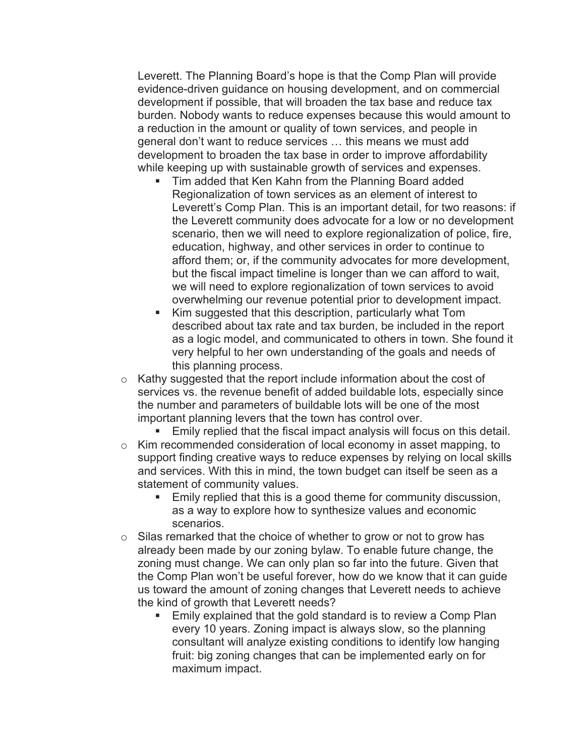Leverett. The Planning Board's hope is that the Comp Plan will provide evidence-driven guidance on housing development, and on commercial development if possible, that will broaden the tax base and reduce tax burden. Nobody wants to reduce expenses because this would amount to a reduction in the amount or quality of town services, and people in general don't want to reduce services … this means we must add development to broaden the tax base in order to improve affordability while keeping up with sustainable growth of services and expenses.

    - Tim added that Ken Kahn from the Planning Board added Regionalization of town services as an element of interest to Leverett's Comp Plan. This is an important detail, for two reasons: if the Leverett community does advocate for a low or no development scenario, then we will need to explore regionalization of police, fire, education, highway, and other services in order to continue to afford them; or, if the community advocates for more development, but the fiscal impact timeline is longer than we can afford to wait, we will need to explore regionalization of town services to avoid overwhelming our revenue potential prior to development impact.
    - Kim suggested that this description, particularly what Tom described about tax rate and tax burden, be included in the report as a logic model, and communicated to others in town. She found it very helpful to her own understanding of the goals and needs of this planning process.

- Kathy suggested that the report include information about the cost of services vs. the revenue benefit of added buildable lots, especially since the number and parameters of buildable lots will be one of the most important planning levers that the town has control over.
    - Emily replied that the fiscal impact analysis will focus on this detail.
- Kim recommended consideration of local economy in asset mapping, to support finding creative ways to reduce expenses by relying on local skills and services. With this in mind, the town budget can itself be seen as a statement of community values.
    - Emily replied that this is a good theme for community discussion, as a way to explore how to synthesize values and economic scenarios.
- Silas remarked that the choice of whether to grow or not to grow has already been made by our zoning bylaw. To enable future change, the zoning must change. We can only plan so far into the future. Given that the Comp Plan won't be useful forever, how do we know that it can guide us toward the amount of zoning changes that Leverett needs to achieve the kind of growth that Leverett needs?
    - Emily explained that the gold standard is to review a Comp Plan every 10 years. Zoning impact is always slow, so the planning consultant will analyze existing conditions to identify low hanging fruit: big zoning changes that can be implemented early on for maximum impact.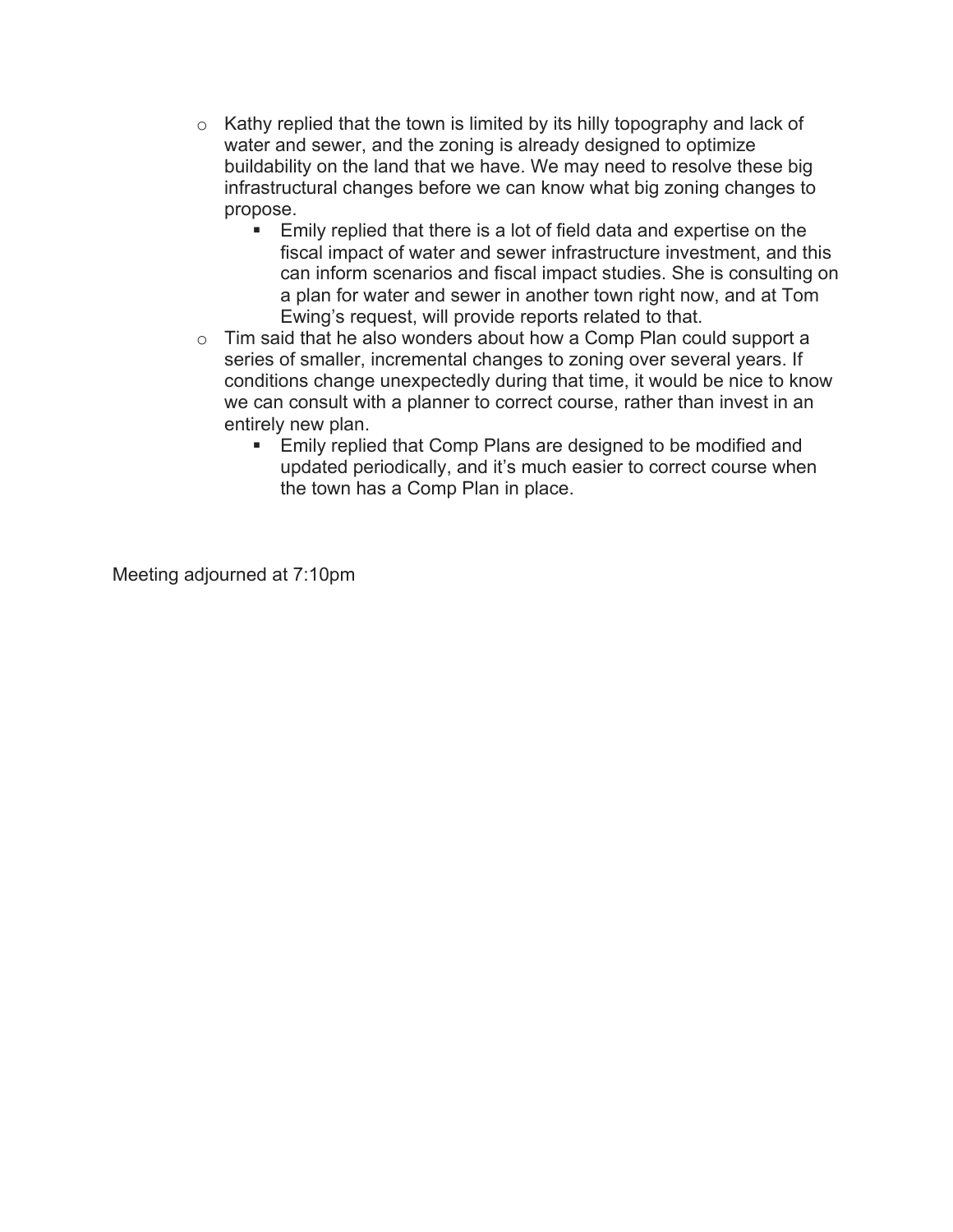- Kathy replied that the town is limited by its hilly topography and lack of water and sewer, and the zoning is already designed to optimize buildability on the land that we have. We may need to resolve these big infrastructural changes before we can know what big zoning changes to propose.
    - Emily replied that there is a lot of field data and expertise on the fiscal impact of water and sewer infrastructure investment, and this can inform scenarios and fiscal impact studies. She is consulting on a plan for water and sewer in another town right now, and at Tom Ewing's request, will provide reports related to that.
  - Tim said that he also wonders about how a Comp Plan could support a series of smaller, incremental changes to zoning over several years. If conditions change unexpectedly during that time, it would be nice to know we can consult with a planner to correct course, rather than invest in an entirely new plan.
    - Emily replied that Comp Plans are designed to be modified and updated periodically, and it's much easier to correct course when the town has a Comp Plan in place.

Meeting adjourned at 7:10pm